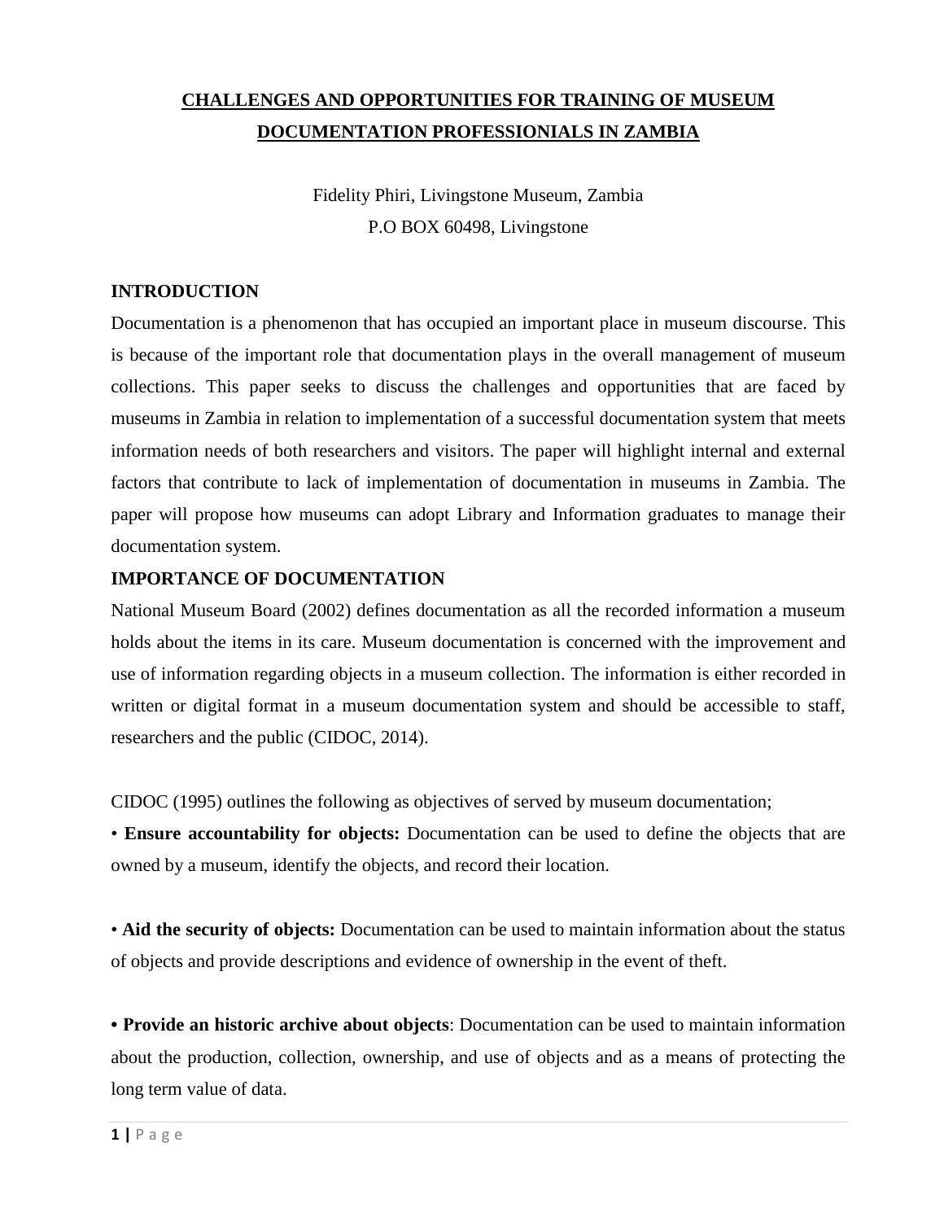# CHALLENGES AND OPPORTUNITIES FOR TRAINING OF MUSEUM DOCUMENTATION PROFESSIONIALS IN ZAMBIA

Fidelity Phiri, Livingstone Museum, Zambia
P.O BOX 60498, Livingstone

## INTRODUCTION

Documentation is a phenomenon that has occupied an important place in museum discourse. This is because of the important role that documentation plays in the overall management of museum collections. This paper seeks to discuss the challenges and opportunities that are faced by museums in Zambia in relation to implementation of a successful documentation system that meets information needs of both researchers and visitors. The paper will highlight internal and external factors that contribute to lack of implementation of documentation in museums in Zambia. The paper will propose how museums can adopt Library and Information graduates to manage their documentation system.

## IMPORTANCE OF DOCUMENTATION

National Museum Board (2002) defines documentation as all the recorded information a museum holds about the items in its care. Museum documentation is concerned with the improvement and use of information regarding objects in a museum collection. The information is either recorded in written or digital format in a museum documentation system and should be accessible to staff, researchers and the public (CIDOC, 2014).

CIDOC (1995) outlines the following as objectives of served by museum documentation;

- **Ensure accountability for objects:** Documentation can be used to define the objects that are owned by a museum, identify the objects, and record their location.

- **Aid the security of objects:** Documentation can be used to maintain information about the status of objects and provide descriptions and evidence of ownership in the event of theft.

- **Provide an historic archive about objects**: Documentation can be used to maintain information about the production, collection, ownership, and use of objects and as a means of protecting the long term value of data.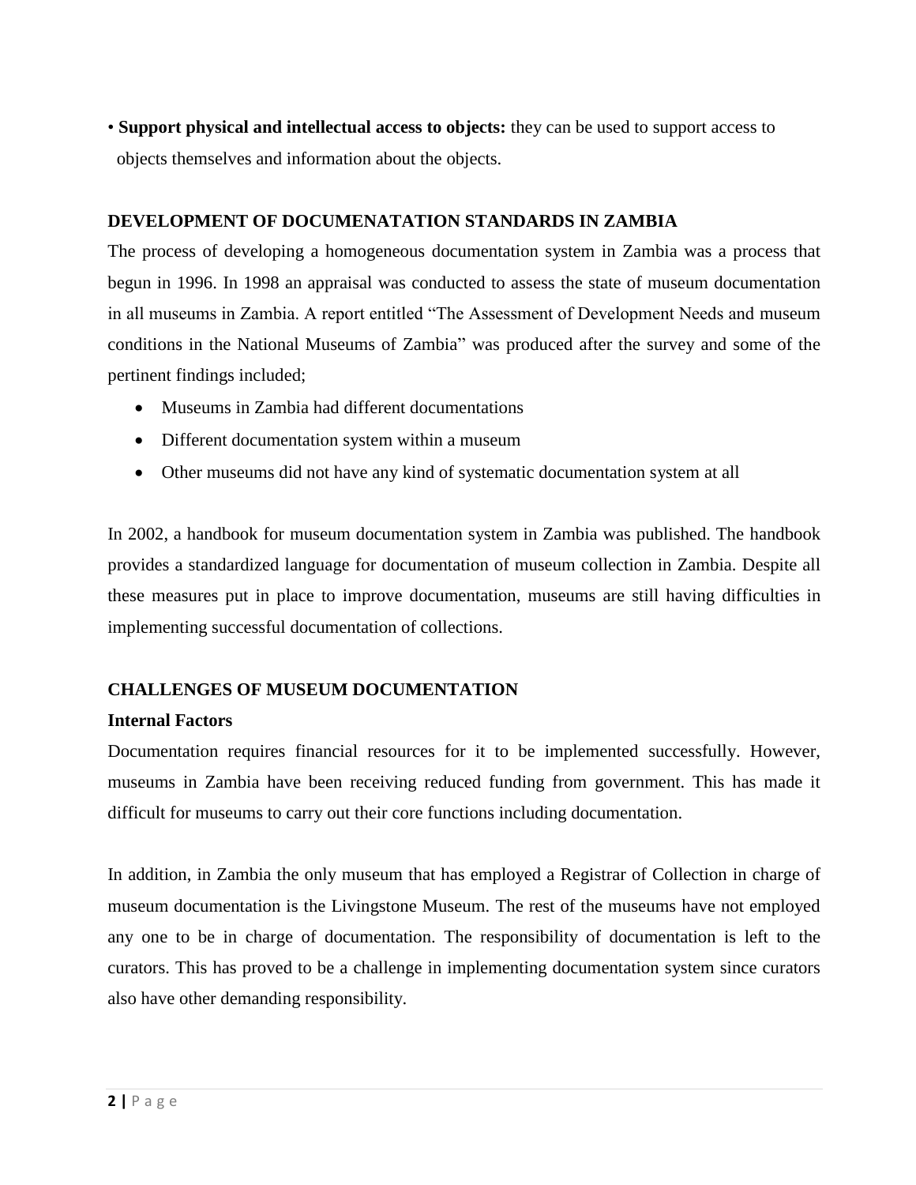- **Support physical and intellectual access to objects:** they can be used to support access to objects themselves and information about the objects.

## DEVELOPMENT OF DOCUMENATATION STANDARDS IN ZAMBIA

The process of developing a homogeneous documentation system in Zambia was a process that begun in 1996. In 1998 an appraisal was conducted to assess the state of museum documentation in all museums in Zambia. A report entitled "The Assessment of Development Needs and museum conditions in the National Museums of Zambia" was produced after the survey and some of the pertinent findings included;

- Museums in Zambia had different documentations
- Different documentation system within a museum
- Other museums did not have any kind of systematic documentation system at all

In 2002, a handbook for museum documentation system in Zambia was published. The handbook provides a standardized language for documentation of museum collection in Zambia. Despite all these measures put in place to improve documentation, museums are still having difficulties in implementing successful documentation of collections.

## CHALLENGES OF MUSEUM DOCUMENTATION

### Internal Factors

Documentation requires financial resources for it to be implemented successfully. However, museums in Zambia have been receiving reduced funding from government. This has made it difficult for museums to carry out their core functions including documentation.

In addition, in Zambia the only museum that has employed a Registrar of Collection in charge of museum documentation is the Livingstone Museum. The rest of the museums have not employed any one to be in charge of documentation. The responsibility of documentation is left to the curators. This has proved to be a challenge in implementing documentation system since curators also have other demanding responsibility.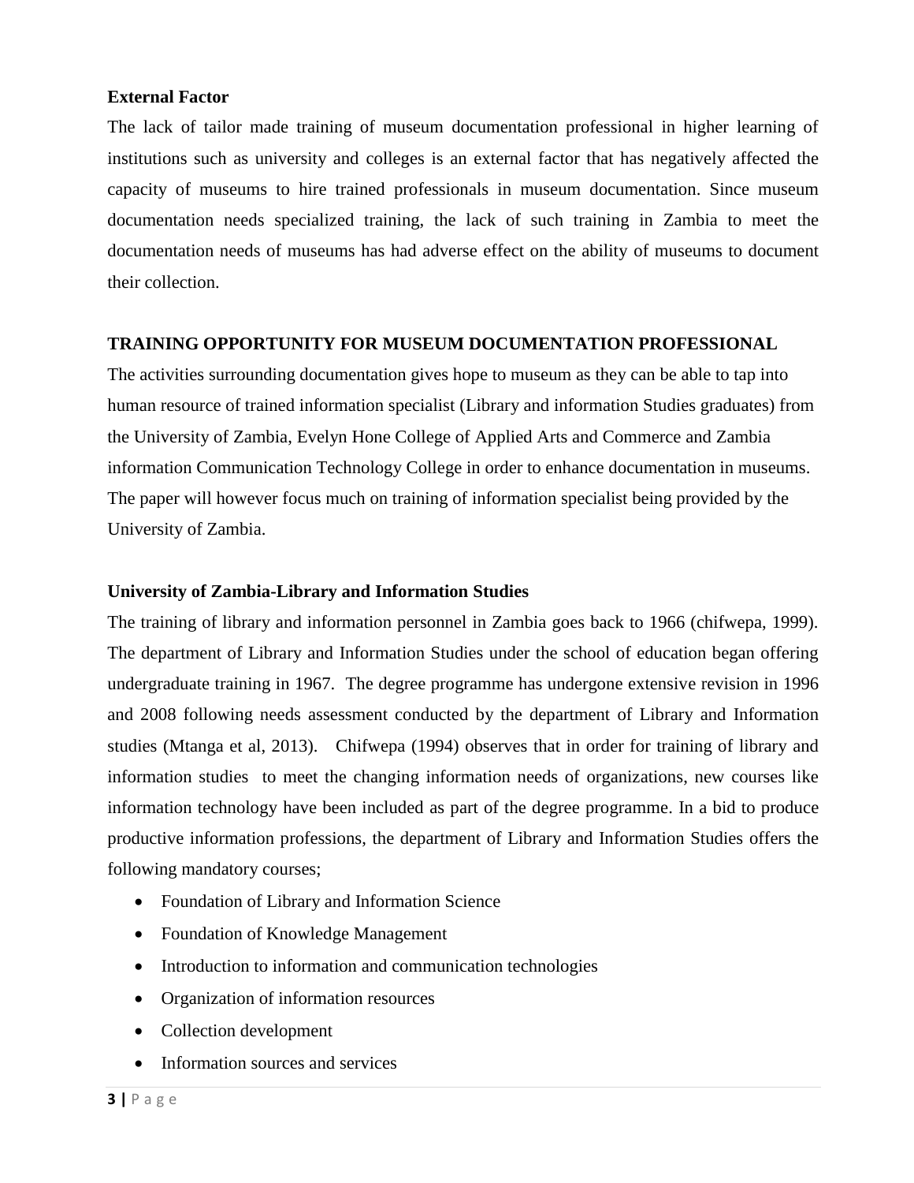**External Factor**

The lack of tailor made training of museum documentation professional in higher learning of institutions such as university and colleges is an external factor that has negatively affected the capacity of museums to hire trained professionals in museum documentation. Since museum documentation needs specialized training, the lack of such training in Zambia to meet the documentation needs of museums has had adverse effect on the ability of museums to document their collection.

**TRAINING OPPORTUNITY FOR MUSEUM DOCUMENTATION PROFESSIONAL**

The activities surrounding documentation gives hope to museum as they can be able to tap into human resource of trained information specialist (Library and information Studies graduates) from the University of Zambia, Evelyn Hone College of Applied Arts and Commerce and Zambia information Communication Technology College in order to enhance documentation in museums. The paper will however focus much on training of information specialist being provided by the University of Zambia.

**University of Zambia-Library and Information Studies**

The training of library and information personnel in Zambia goes back to 1966 (chifwepa, 1999). The department of Library and Information Studies under the school of education began offering undergraduate training in 1967. The degree programme has undergone extensive revision in 1996 and 2008 following needs assessment conducted by the department of Library and Information studies (Mtanga et al, 2013). Chifwepa (1994) observes that in order for training of library and information studies to meet the changing information needs of organizations, new courses like information technology have been included as part of the degree programme. In a bid to produce productive information professions, the department of Library and Information Studies offers the following mandatory courses;

- Foundation of Library and Information Science
- Foundation of Knowledge Management
- Introduction to information and communication technologies
- Organization of information resources
- Collection development
- Information sources and services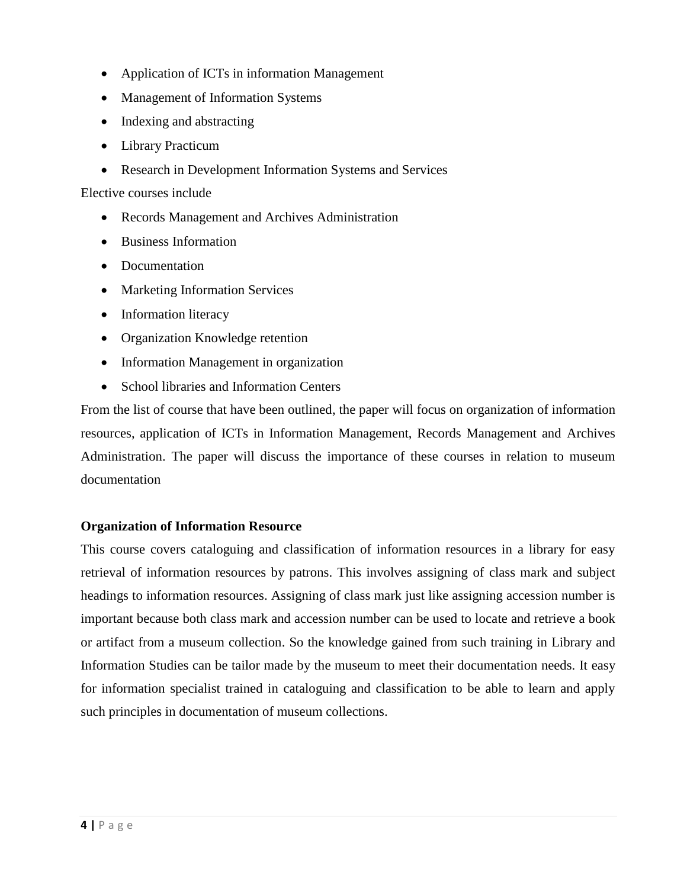- Application of ICTs in information Management
- Management of Information Systems
- Indexing and abstracting
- Library Practicum
- Research in Development Information Systems and Services

Elective courses include

- Records Management and Archives Administration
- Business Information
- Documentation
- Marketing Information Services
- Information literacy
- Organization Knowledge retention
- Information Management in organization
- School libraries and Information Centers

From the list of course that have been outlined, the paper will focus on organization of information resources, application of ICTs in Information Management, Records Management and Archives Administration. The paper will discuss the importance of these courses in relation to museum documentation

**Organization of Information Resource**

This course covers cataloguing and classification of information resources in a library for easy retrieval of information resources by patrons. This involves assigning of class mark and subject headings to information resources. Assigning of class mark just like assigning accession number is important because both class mark and accession number can be used to locate and retrieve a book or artifact from a museum collection. So the knowledge gained from such training in Library and Information Studies can be tailor made by the museum to meet their documentation needs. It easy for information specialist trained in cataloguing and classification to be able to learn and apply such principles in documentation of museum collections.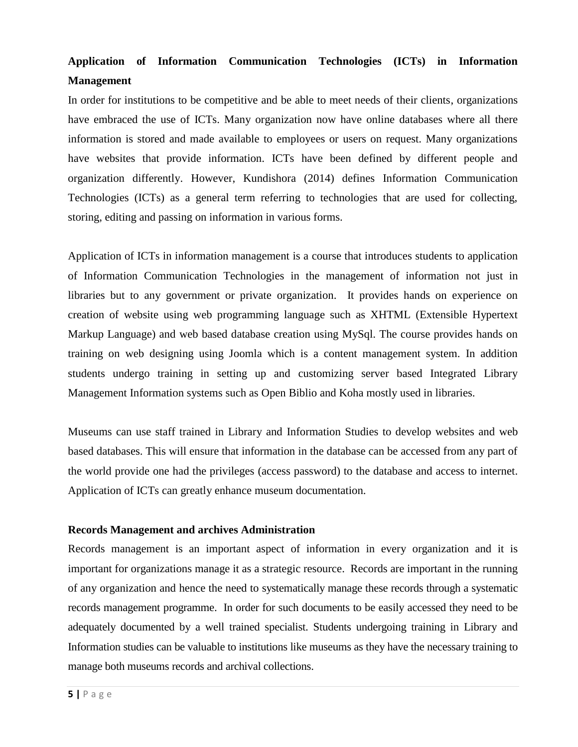**Application of Information Communication Technologies (ICTs) in Information Management**

In order for institutions to be competitive and be able to meet needs of their clients, organizations have embraced the use of ICTs. Many organization now have online databases where all there information is stored and made available to employees or users on request. Many organizations have websites that provide information. ICTs have been defined by different people and organization differently. However, Kundishora (2014) defines Information Communication Technologies (ICTs) as a general term referring to technologies that are used for collecting, storing, editing and passing on information in various forms.

Application of ICTs in information management is a course that introduces students to application of Information Communication Technologies in the management of information not just in libraries but to any government or private organization. It provides hands on experience on creation of website using web programming language such as XHTML (Extensible Hypertext Markup Language) and web based database creation using MySql. The course provides hands on training on web designing using Joomla which is a content management system. In addition students undergo training in setting up and customizing server based Integrated Library Management Information systems such as Open Biblio and Koha mostly used in libraries.

Museums can use staff trained in Library and Information Studies to develop websites and web based databases. This will ensure that information in the database can be accessed from any part of the world provide one had the privileges (access password) to the database and access to internet. Application of ICTs can greatly enhance museum documentation.

**Records Management and archives Administration**

Records management is an important aspect of information in every organization and it is important for organizations manage it as a strategic resource. Records are important in the running of any organization and hence the need to systematically manage these records through a systematic records management programme. In order for such documents to be easily accessed they need to be adequately documented by a well trained specialist. Students undergoing training in Library and Information studies can be valuable to institutions like museums as they have the necessary training to manage both museums records and archival collections.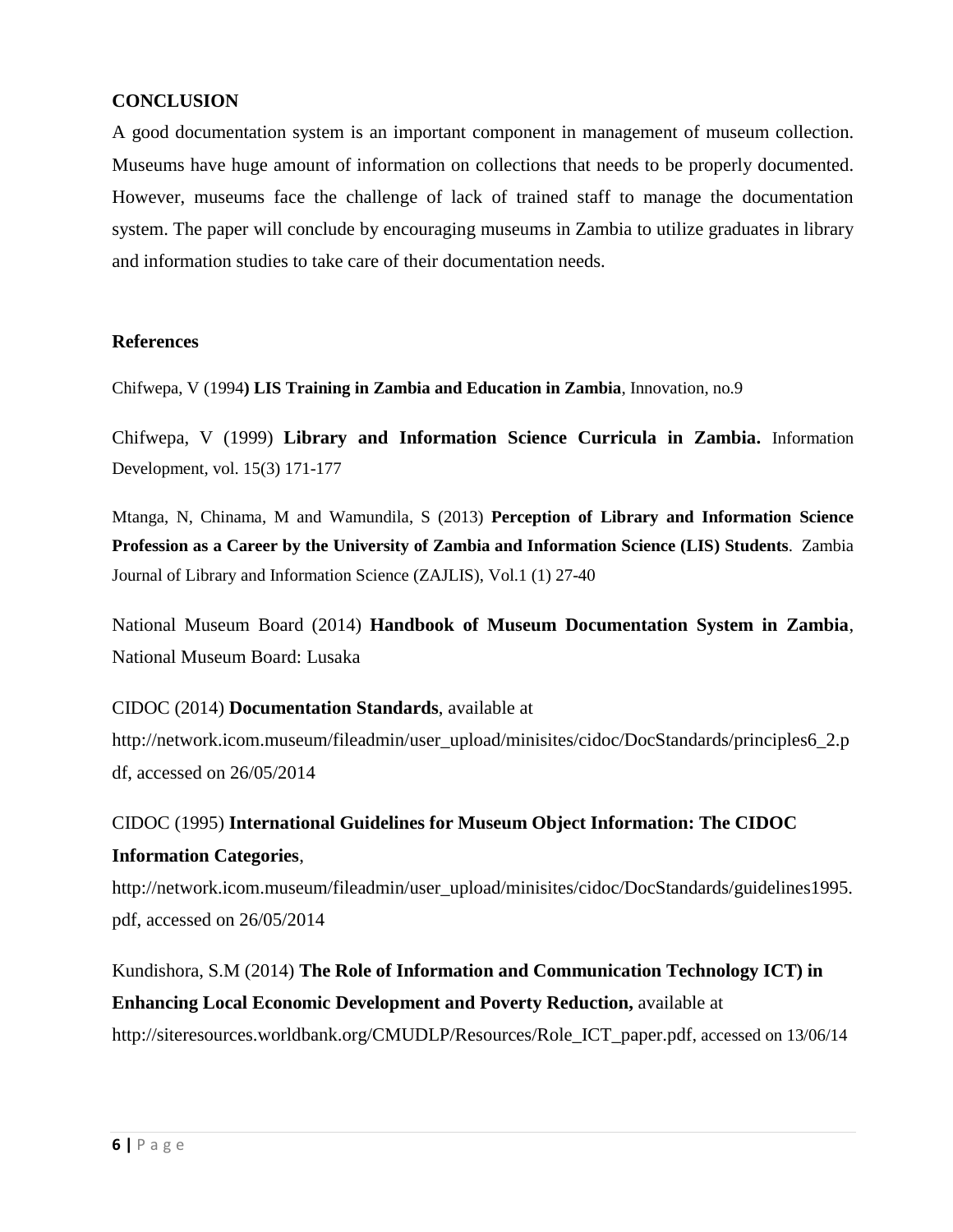## CONCLUSION

A good documentation system is an important component in management of museum collection. Museums have huge amount of information on collections that needs to be properly documented. However, museums face the challenge of lack of trained staff to manage the documentation system. The paper will conclude by encouraging museums in Zambia to utilize graduates in library and information studies to take care of their documentation needs.

## References

Chifwepa, V (1994**) LIS Training in Zambia and Education in Zambia**, Innovation, no.9

Chifwepa, V (1999) **Library and Information Science Curricula in Zambia.** Information Development, vol. 15(3) 171-177

Mtanga, N, Chinama, M and Wamundila, S (2013) **Perception of Library and Information Science Profession as a Career by the University of Zambia and Information Science (LIS) Students**. Zambia Journal of Library and Information Science (ZAJLIS), Vol.1 (1) 27-40

National Museum Board (2014) **Handbook of Museum Documentation System in Zambia**, National Museum Board: Lusaka

CIDOC (2014) **Documentation Standards**, available at http://network.icom.museum/fileadmin/user_upload/minisites/cidoc/DocStandards/principles6_2.pdf, accessed on 26/05/2014

CIDOC (1995) **International Guidelines for Museum Object Information: The CIDOC Information Categories**, http://network.icom.museum/fileadmin/user_upload/minisites/cidoc/DocStandards/guidelines1995.pdf, accessed on 26/05/2014

Kundishora, S.M (2014) **The Role of Information and Communication Technology ICT) in Enhancing Local Economic Development and Poverty Reduction,** available at http://siteresources.worldbank.org/CMUDLP/Resources/Role_ICT_paper.pdf, accessed on 13/06/14